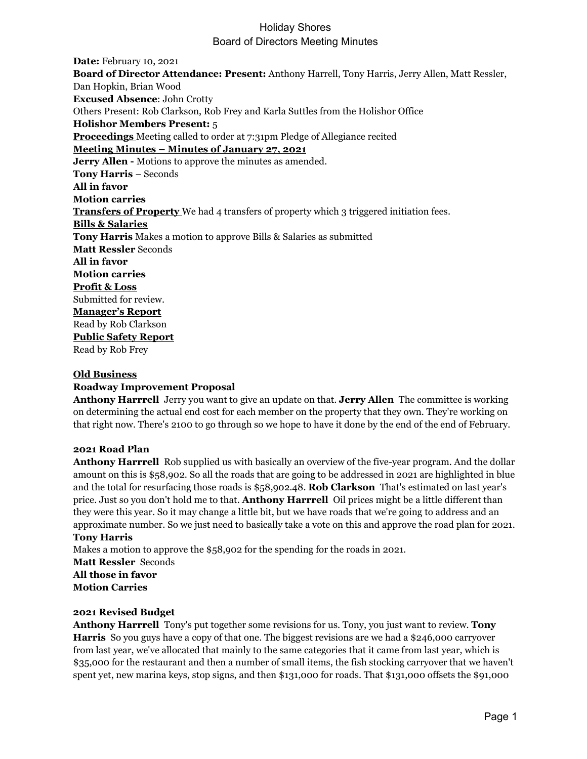# Holiday Shores
## Board of Directors Meeting Minutes

**Date:** February 10, 2021
**Board of Director Attendance: Present:** Anthony Harrell, Tony Harris, Jerry Allen, Matt Ressler, Dan Hopkin, Brian Wood
**Excused Absence**: John Crotty
Others Present: Rob Clarkson, Rob Frey and Karla Suttles from the Holishor Office
**Holishor Members Present:** 5
**Proceedings** Meeting called to order at 7:31pm Pledge of Allegiance recited
**Meeting Minutes – Minutes of January 27, 2021**
**Jerry Allen -** Motions to approve the minutes as amended.
**Tony Harris** – Seconds
**All in favor**
**Motion carries**
**Transfers of Property** We had 4 transfers of property which 3 triggered initiation fees.
**Bills & Salaries**
**Tony Harris** Makes a motion to approve Bills & Salaries as submitted
**Matt Ressler** Seconds
**All in favor**
**Motion carries**
**Profit & Loss**
Submitted for review.
**Manager's Report**
Read by Rob Clarkson
**Public Safety Report**
Read by Rob Frey

**Old Business**

**Roadway Improvement Proposal**

**Anthony Harrrell** Jerry you want to give an update on that. **Jerry Allen** The committee is working on determining the actual end cost for each member on the property that they own. They're working on that right now. There's 2100 to go through so we hope to have it done by the end of the end of February.

**2021 Road Plan**

**Anthony Harrrell** Rob supplied us with basically an overview of the five-year program. And the dollar amount on this is $58,902. So all the roads that are going to be addressed in 2021 are highlighted in blue and the total for resurfacing those roads is $58,902.48. **Rob Clarkson** That's estimated on last year's price. Just so you don't hold me to that. **Anthony Harrrell** Oil prices might be a little different than they were this year. So it may change a little bit, but we have roads that we're going to address and an approximate number. So we just need to basically take a vote on this and approve the road plan for 2021.
**Tony Harris**
Makes a motion to approve the $58,902 for the spending for the roads in 2021.
**Matt Ressler** Seconds
**All those in favor**
**Motion Carries**

**2021 Revised Budget**

**Anthony Harrrell** Tony's put together some revisions for us. Tony, you just want to review. **Tony Harris** So you guys have a copy of that one. The biggest revisions are we had a $246,000 carryover from last year, we've allocated that mainly to the same categories that it came from last year, which is $35,000 for the restaurant and then a number of small items, the fish stocking carryover that we haven't spent yet, new marina keys, stop signs, and then $131,000 for roads. That $131,000 offsets the $91,000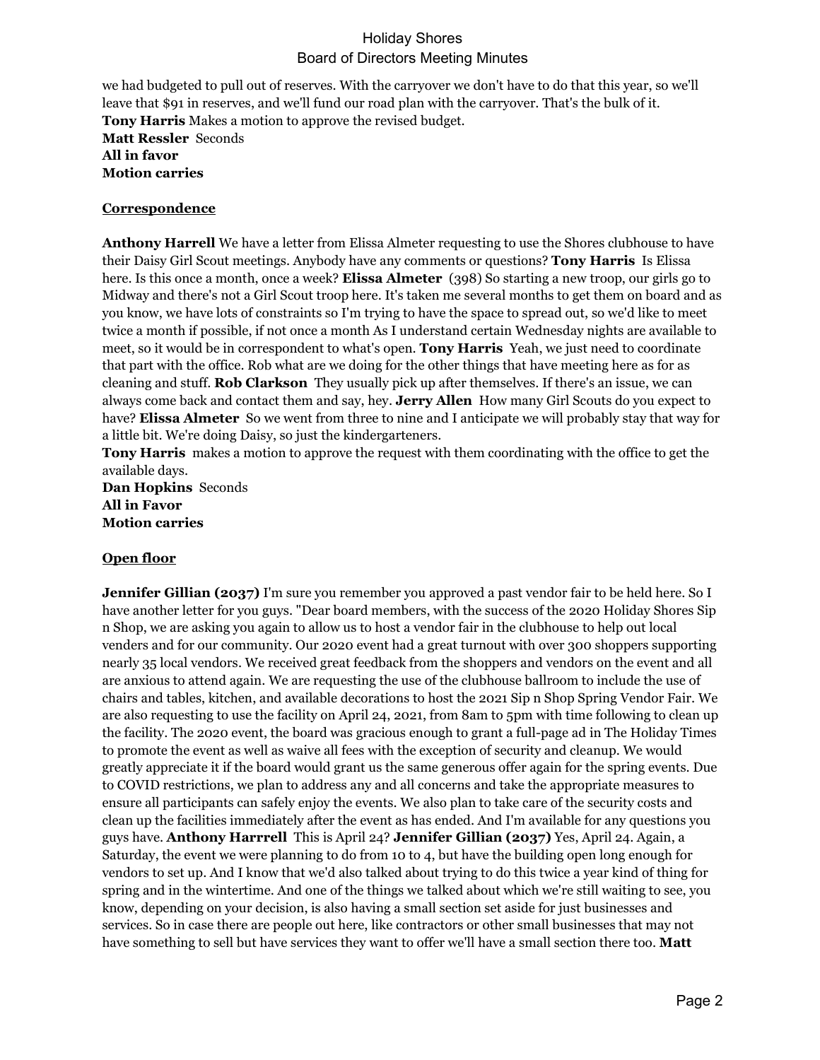we had budgeted to pull out of reserves. With the carryover we don't have to do that this year, so we'll leave that $91 in reserves, and we'll fund our road plan with the carryover. That's the bulk of it.
**Tony Harris** Makes a motion to approve the revised budget.
**Matt Ressler** Seconds
**All in favor**
**Motion carries**

**Correspondence**

**Anthony Harrell** We have a letter from Elissa Almeter requesting to use the Shores clubhouse to have their Daisy Girl Scout meetings. Anybody have any comments or questions? **Tony Harris** Is Elissa here. Is this once a month, once a week? **Elissa Almeter** (398) So starting a new troop, our girls go to Midway and there's not a Girl Scout troop here. It's taken me several months to get them on board and as you know, we have lots of constraints so I'm trying to have the space to spread out, so we'd like to meet twice a month if possible, if not once a month As I understand certain Wednesday nights are available to meet, so it would be in correspondent to what's open. **Tony Harris** Yeah, we just need to coordinate that part with the office. Rob what are we doing for the other things that have meeting here as for as cleaning and stuff. **Rob Clarkson** They usually pick up after themselves. If there's an issue, we can always come back and contact them and say, hey. **Jerry Allen** How many Girl Scouts do you expect to have? **Elissa Almeter** So we went from three to nine and I anticipate we will probably stay that way for a little bit. We're doing Daisy, so just the kindergarteners.
**Tony Harris** makes a motion to approve the request with them coordinating with the office to get the available days.
**Dan Hopkins** Seconds
**All in Favor**
**Motion carries**

**Open floor**

**Jennifer Gillian (2037)** I'm sure you remember you approved a past vendor fair to be held here. So I have another letter for you guys. "Dear board members, with the success of the 2020 Holiday Shores Sip n Shop, we are asking you again to allow us to host a vendor fair in the clubhouse to help out local venders and for our community. Our 2020 event had a great turnout with over 300 shoppers supporting nearly 35 local vendors. We received great feedback from the shoppers and vendors on the event and all are anxious to attend again. We are requesting the use of the clubhouse ballroom to include the use of chairs and tables, kitchen, and available decorations to host the 2021 Sip n Shop Spring Vendor Fair. We are also requesting to use the facility on April 24, 2021, from 8am to 5pm with time following to clean up the facility. The 2020 event, the board was gracious enough to grant a full-page ad in The Holiday Times to promote the event as well as waive all fees with the exception of security and cleanup. We would greatly appreciate it if the board would grant us the same generous offer again for the spring events. Due to COVID restrictions, we plan to address any and all concerns and take the appropriate measures to ensure all participants can safely enjoy the events. We also plan to take care of the security costs and clean up the facilities immediately after the event as has ended. And I'm available for any questions you guys have. **Anthony Harrrell** This is April 24? **Jennifer Gillian (2037)** Yes, April 24. Again, a Saturday, the event we were planning to do from 10 to 4, but have the building open long enough for vendors to set up. And I know that we'd also talked about trying to do this twice a year kind of thing for spring and in the wintertime. And one of the things we talked about which we're still waiting to see, you know, depending on your decision, is also having a small section set aside for just businesses and services. So in case there are people out here, like contractors or other small businesses that may not have something to sell but have services they want to offer we'll have a small section there too. **Matt**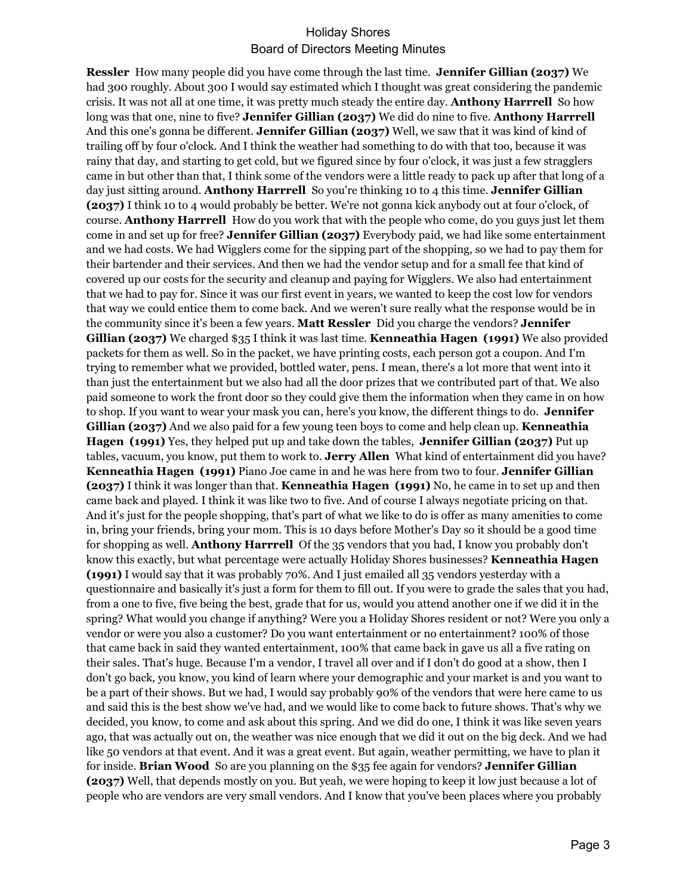**Ressler** How many people did you have come through the last time. **Jennifer Gillian (2037)** We had 300 roughly. About 300 I would say estimated which I thought was great considering the pandemic crisis. It was not all at one time, it was pretty much steady the entire day. **Anthony Harrrell** So how long was that one, nine to five? **Jennifer Gillian (2037)** We did do nine to five. **Anthony Harrrell** And this one's gonna be different. **Jennifer Gillian (2037)** Well, we saw that it was kind of kind of trailing off by four o'clock. And I think the weather had something to do with that too, because it was rainy that day, and starting to get cold, but we figured since by four o'clock, it was just a few stragglers came in but other than that, I think some of the vendors were a little ready to pack up after that long of a day just sitting around. **Anthony Harrrell** So you're thinking 10 to 4 this time. **Jennifer Gillian (2037)** I think 10 to 4 would probably be better. We're not gonna kick anybody out at four o'clock, of course. **Anthony Harrrell** How do you work that with the people who come, do you guys just let them come in and set up for free? **Jennifer Gillian (2037)** Everybody paid, we had like some entertainment and we had costs. We had Wigglers come for the sipping part of the shopping, so we had to pay them for their bartender and their services. And then we had the vendor setup and for a small fee that kind of covered up our costs for the security and cleanup and paying for Wigglers. We also had entertainment that we had to pay for. Since it was our first event in years, we wanted to keep the cost low for vendors that way we could entice them to come back. And we weren't sure really what the response would be in the community since it's been a few years. **Matt Ressler** Did you charge the vendors? **Jennifer Gillian (2037)** We charged $35 I think it was last time. **Kenneathia Hagen (1991)** We also provided packets for them as well. So in the packet, we have printing costs, each person got a coupon. And I'm trying to remember what we provided, bottled water, pens. I mean, there's a lot more that went into it than just the entertainment but we also had all the door prizes that we contributed part of that. We also paid someone to work the front door so they could give them the information when they came in on how to shop. If you want to wear your mask you can, here's you know, the different things to do. **Jennifer Gillian (2037)** And we also paid for a few young teen boys to come and help clean up. **Kenneathia Hagen (1991)** Yes, they helped put up and take down the tables, **Jennifer Gillian (2037)** Put up tables, vacuum, you know, put them to work to. **Jerry Allen** What kind of entertainment did you have? **Kenneathia Hagen (1991)** Piano Joe came in and he was here from two to four. **Jennifer Gillian (2037)** I think it was longer than that. **Kenneathia Hagen (1991)** No, he came in to set up and then came back and played. I think it was like two to five. And of course I always negotiate pricing on that. And it's just for the people shopping, that's part of what we like to do is offer as many amenities to come in, bring your friends, bring your mom. This is 10 days before Mother's Day so it should be a good time for shopping as well. **Anthony Harrrell** Of the 35 vendors that you had, I know you probably don't know this exactly, but what percentage were actually Holiday Shores businesses? **Kenneathia Hagen (1991)** I would say that it was probably 70%. And I just emailed all 35 vendors yesterday with a questionnaire and basically it's just a form for them to fill out. If you were to grade the sales that you had, from a one to five, five being the best, grade that for us, would you attend another one if we did it in the spring? What would you change if anything? Were you a Holiday Shores resident or not? Were you only a vendor or were you also a customer? Do you want entertainment or no entertainment? 100% of those that came back in said they wanted entertainment, 100% that came back in gave us all a five rating on their sales. That's huge. Because I'm a vendor, I travel all over and if I don't do good at a show, then I don't go back, you know, you kind of learn where your demographic and your market is and you want to be a part of their shows. But we had, I would say probably 90% of the vendors that were here came to us and said this is the best show we've had, and we would like to come back to future shows. That's why we decided, you know, to come and ask about this spring. And we did do one, I think it was like seven years ago, that was actually out on, the weather was nice enough that we did it out on the big deck. And we had like 50 vendors at that event. And it was a great event. But again, weather permitting, we have to plan it for inside. **Brian Wood** So are you planning on the $35 fee again for vendors? **Jennifer Gillian (2037)** Well, that depends mostly on you. But yeah, we were hoping to keep it low just because a lot of people who are vendors are very small vendors. And I know that you've been places where you probably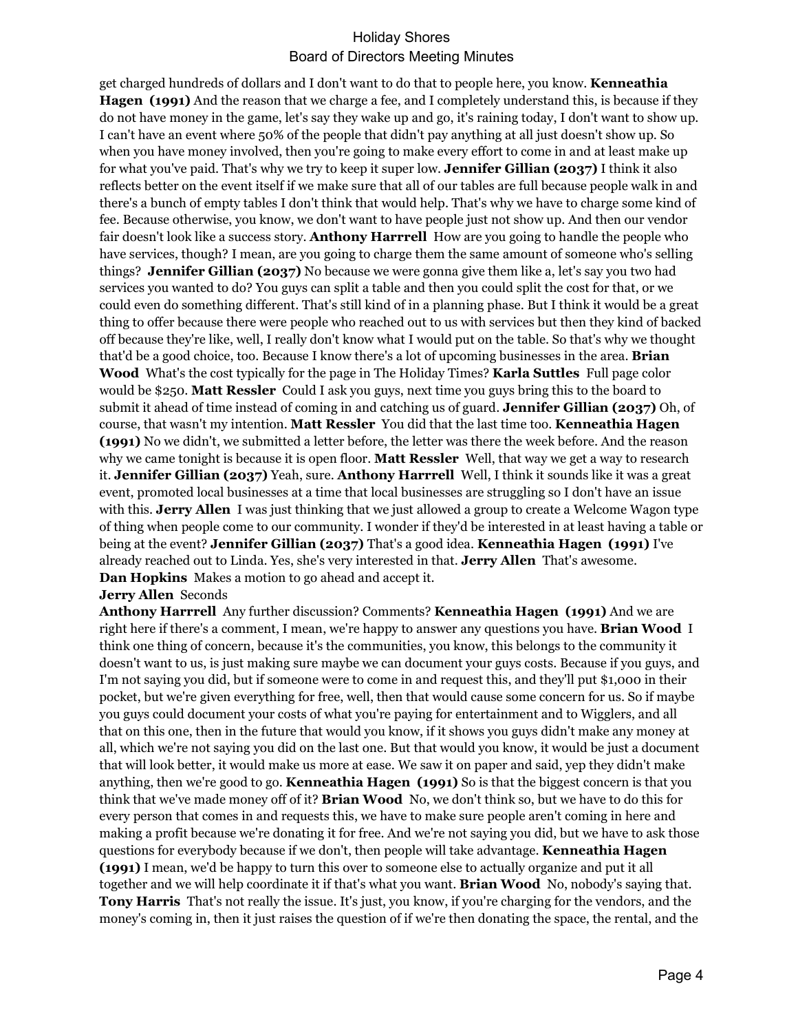get charged hundreds of dollars and I don't want to do that to people here, you know. **Kenneathia Hagen (1991)** And the reason that we charge a fee, and I completely understand this, is because if they do not have money in the game, let's say they wake up and go, it's raining today, I don't want to show up. I can't have an event where 50% of the people that didn't pay anything at all just doesn't show up. So when you have money involved, then you're going to make every effort to come in and at least make up for what you've paid. That's why we try to keep it super low. **Jennifer Gillian (2037)** I think it also reflects better on the event itself if we make sure that all of our tables are full because people walk in and there's a bunch of empty tables I don't think that would help. That's why we have to charge some kind of fee. Because otherwise, you know, we don't want to have people just not show up. And then our vendor fair doesn't look like a success story. **Anthony Harrrell** How are you going to handle the people who have services, though? I mean, are you going to charge them the same amount of someone who's selling things? **Jennifer Gillian (2037)** No because we were gonna give them like a, let's say you two had services you wanted to do? You guys can split a table and then you could split the cost for that, or we could even do something different. That's still kind of in a planning phase. But I think it would be a great thing to offer because there were people who reached out to us with services but then they kind of backed off because they're like, well, I really don't know what I would put on the table. So that's why we thought that'd be a good choice, too. Because I know there's a lot of upcoming businesses in the area. **Brian Wood** What's the cost typically for the page in The Holiday Times? **Karla Suttles** Full page color would be $250. **Matt Ressler** Could I ask you guys, next time you guys bring this to the board to submit it ahead of time instead of coming in and catching us of guard. **Jennifer Gillian (2037)** Oh, of course, that wasn't my intention. **Matt Ressler** You did that the last time too. **Kenneathia Hagen (1991)** No we didn't, we submitted a letter before, the letter was there the week before. And the reason why we came tonight is because it is open floor. **Matt Ressler** Well, that way we get a way to research it. **Jennifer Gillian (2037)** Yeah, sure. **Anthony Harrrell** Well, I think it sounds like it was a great event, promoted local businesses at a time that local businesses are struggling so I don't have an issue with this. **Jerry Allen** I was just thinking that we just allowed a group to create a Welcome Wagon type of thing when people come to our community. I wonder if they'd be interested in at least having a table or being at the event? **Jennifer Gillian (2037)** That's a good idea. **Kenneathia Hagen (1991)** I've already reached out to Linda. Yes, she's very interested in that. **Jerry Allen** That's awesome.

**Dan Hopkins** Makes a motion to go ahead and accept it.

**Jerry Allen** Seconds

**Anthony Harrrell** Any further discussion? Comments? **Kenneathia Hagen (1991)** And we are right here if there's a comment, I mean, we're happy to answer any questions you have. **Brian Wood** I think one thing of concern, because it's the communities, you know, this belongs to the community it doesn't want to us, is just making sure maybe we can document your guys costs. Because if you guys, and I'm not saying you did, but if someone were to come in and request this, and they'll put $1,000 in their pocket, but we're given everything for free, well, then that would cause some concern for us. So if maybe you guys could document your costs of what you're paying for entertainment and to Wigglers, and all that on this one, then in the future that would you know, if it shows you guys didn't make any money at all, which we're not saying you did on the last one. But that would you know, it would be just a document that will look better, it would make us more at ease. We saw it on paper and said, yep they didn't make anything, then we're good to go. **Kenneathia Hagen (1991)** So is that the biggest concern is that you think that we've made money off of it? **Brian Wood** No, we don't think so, but we have to do this for every person that comes in and requests this, we have to make sure people aren't coming in here and making a profit because we're donating it for free. And we're not saying you did, but we have to ask those questions for everybody because if we don't, then people will take advantage. **Kenneathia Hagen (1991)** I mean, we'd be happy to turn this over to someone else to actually organize and put it all together and we will help coordinate it if that's what you want. **Brian Wood** No, nobody's saying that. **Tony Harris** That's not really the issue. It's just, you know, if you're charging for the vendors, and the money's coming in, then it just raises the question of if we're then donating the space, the rental, and the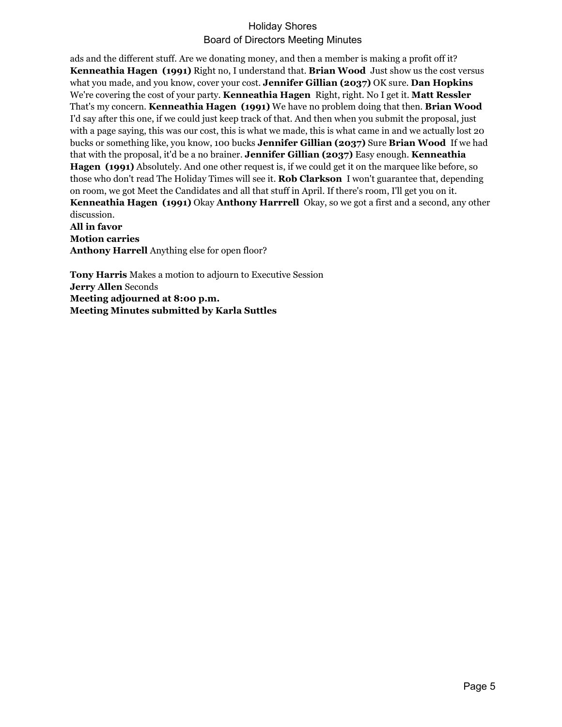ads and the different stuff. Are we donating money, and then a member is making a profit off it? **Kenneathia Hagen (1991)** Right no, I understand that. **Brian Wood** Just show us the cost versus what you made, and you know, cover your cost. **Jennifer Gillian (2037)** OK sure. **Dan Hopkins** We're covering the cost of your party. **Kenneathia Hagen** Right, right. No I get it. **Matt Ressler** That's my concern. **Kenneathia Hagen (1991)** We have no problem doing that then. **Brian Wood** I'd say after this one, if we could just keep track of that. And then when you submit the proposal, just with a page saying, this was our cost, this is what we made, this is what came in and we actually lost 20 bucks or something like, you know, 100 bucks **Jennifer Gillian (2037)** Sure **Brian Wood** If we had that with the proposal, it'd be a no brainer. **Jennifer Gillian (2037)** Easy enough. **Kenneathia Hagen (1991)** Absolutely. And one other request is, if we could get it on the marquee like before, so those who don't read The Holiday Times will see it. **Rob Clarkson** I won't guarantee that, depending on room, we got Meet the Candidates and all that stuff in April. If there's room, I'll get you on it. **Kenneathia Hagen (1991)** Okay **Anthony Harrrell** Okay, so we got a first and a second, any other discussion.

**All in favor**

**Motion carries**

**Anthony Harrell** Anything else for open floor?

**Tony Harris** Makes a motion to adjourn to Executive Session

**Jerry Allen** Seconds

**Meeting adjourned at 8:00 p.m.**

**Meeting Minutes submitted by Karla Suttles**